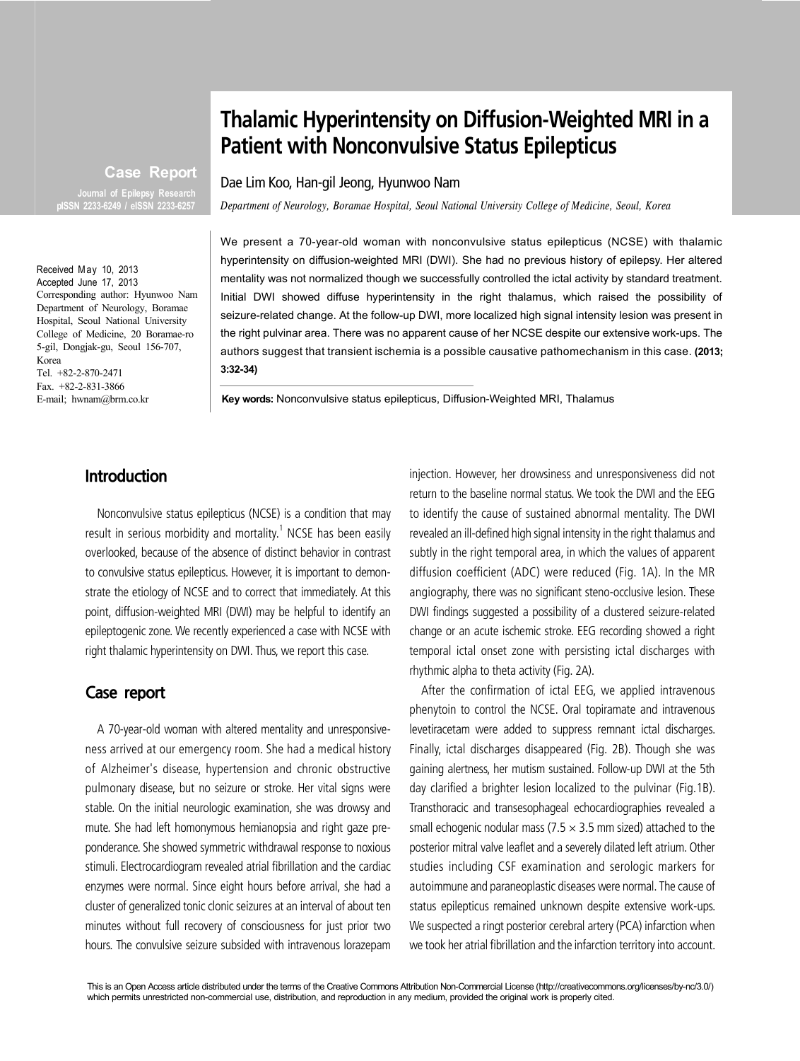**Case Report**

# Thalamic Hyperintensity on Diffusion-Weighted MRI in a Patient with Nonconvulsive Status Epilepticus

Dae Lim Koo, Han-gil Jeong, Hyunwoo Nam

*Department of Neurology, Boramae Hospital, Seoul National University College of Medicine, Seoul, Korea*

Received May 10, 2013
Accepted June 17, 2013
Corresponding author: Hyunwoo Nam
Department of Neurology, Boramae Hospital, Seoul National University College of Medicine, 20 Boramae-ro 5-gil, Dongjak-gu, Seoul 156-707, Korea
Tel. +82-2-870-2471
Fax. +82-2-831-3866
E-mail; hwnam@brm.co.kr

We present a 70-year-old woman with nonconvulsive status epilepticus (NCSE) with thalamic hyperintensity on diffusion-weighted MRI (DWI). She had no previous history of epilepsy. Her altered mentality was not normalized though we successfully controlled the ictal activity by standard treatment. Initial DWI showed diffuse hyperintensity in the right thalamus, which raised the possibility of seizure-related change. At the follow-up DWI, more localized high signal intensity lesion was present in the right pulvinar area. There was no apparent cause of her NCSE despite our extensive work-ups. The authors suggest that transient ischemia is a possible causative pathomechanism in this case. **(2013; 3:32-34)**

**Key words:** Nonconvulsive status epilepticus, Diffusion-Weighted MRI, Thalamus

## Introduction

Nonconvulsive status epilepticus (NCSE) is a condition that may result in serious morbidity and mortality.[1] NCSE has been easily overlooked, because of the absence of distinct behavior in contrast to convulsive status epilepticus. However, it is important to demonstrate the etiology of NCSE and to correct that immediately. At this point, diffusion-weighted MRI (DWI) may be helpful to identify an epileptogenic zone. We recently experienced a case with NCSE with right thalamic hyperintensity on DWI. Thus, we report this case.

## Case report

A 70-year-old woman with altered mentality and unresponsiveness arrived at our emergency room. She had a medical history of Alzheimer's disease, hypertension and chronic obstructive pulmonary disease, but no seizure or stroke. Her vital signs were stable. On the initial neurologic examination, she was drowsy and mute. She had left homonymous hemianopsia and right gaze preponderance. She showed symmetric withdrawal response to noxious stimuli. Electrocardiogram revealed atrial fibrillation and the cardiac enzymes were normal. Since eight hours before arrival, she had a cluster of generalized tonic clonic seizures at an interval of about ten minutes without full recovery of consciousness for just prior two hours. The convulsive seizure subsided with intravenous lorazepam injection. However, her drowsiness and unresponsiveness did not return to the baseline normal status. We took the DWI and the EEG to identify the cause of sustained abnormal mentality. The DWI revealed an ill-defined high signal intensity in the right thalamus and subtly in the right temporal area, in which the values of apparent diffusion coefficient (ADC) were reduced (Fig. 1A). In the MR angiography, there was no significant steno-occlusive lesion. These DWI findings suggested a possibility of a clustered seizure-related change or an acute ischemic stroke. EEG recording showed a right temporal ictal onset zone with persisting ictal discharges with rhythmic alpha to theta activity (Fig. 2A).

After the confirmation of ictal EEG, we applied intravenous phenytoin to control the NCSE. Oral topiramate and intravenous levetiracetam were added to suppress remnant ictal discharges. Finally, ictal discharges disappeared (Fig. 2B). Though she was gaining alertness, her mutism sustained. Follow-up DWI at the 5th day clarified a brighter lesion localized to the pulvinar (Fig.1B). Transthoracic and transesophageal echocardiographies revealed a small echogenic nodular mass (7.5 × 3.5 mm sized) attached to the posterior mitral valve leaflet and a severely dilated left atrium. Other studies including CSF examination and serologic markers for autoimmune and paraneoplastic diseases were normal. The cause of status epilepticus remained unknown despite extensive work-ups. We suspected a ringt posterior cerebral artery (PCA) infarction when we took her atrial fibrillation and the infarction territory into account.

This is an Open Access article distributed under the terms of the Creative Commons Attribution Non-Commercial License (http://creativecommons.org/licenses/by-nc/3.0/) which permits unrestricted non-commercial use, distribution, and reproduction in any medium, provided the original work is properly cited.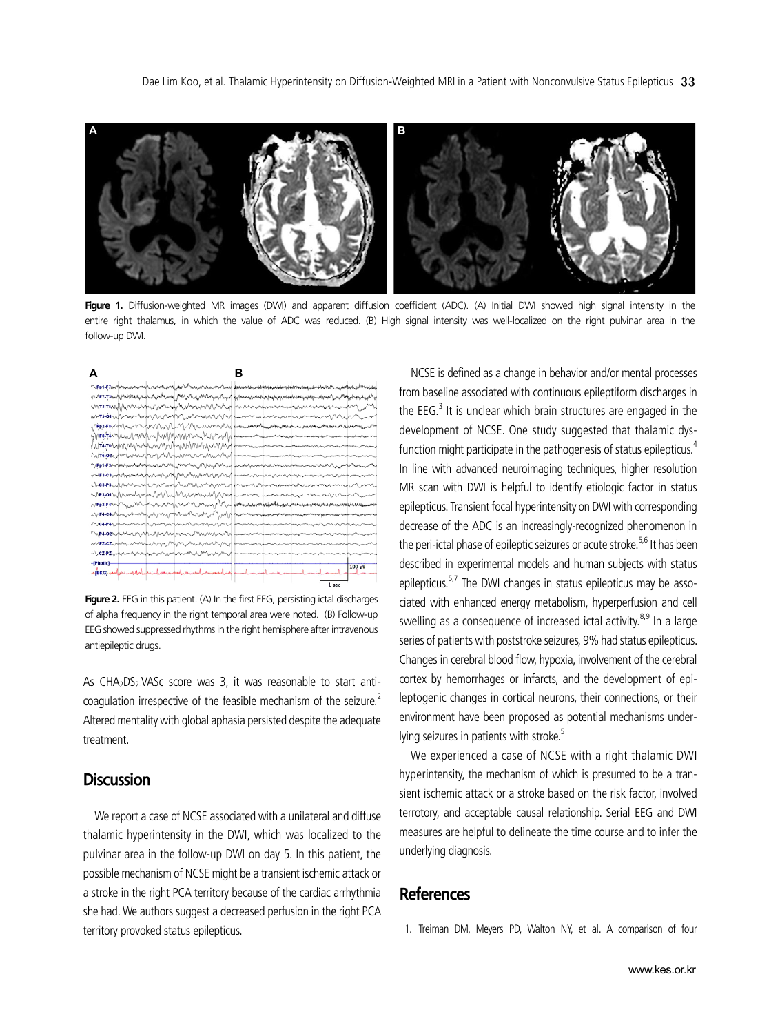**Figure 1.** Diffusion-weighted MR images (DWI) and apparent diffusion coefficient (ADC). (A) Initial DWI showed high signal intensity in the entire right thalamus, in which the value of ADC was reduced. (B) High signal intensity was well-localized on the right pulvinar area in the follow-up DWI.

**Figure 2.** EEG in this patient. (A) In the first EEG, persisting ictal discharges of alpha frequency in the right temporal area were noted. (B) Follow-up EEG showed suppressed rhythms in the right hemisphere after intravenous antiepileptic drugs.

As $CHA_2DS_2$-VASc score was 3, it was reasonable to start anticoagulation irrespective of the feasible mechanism of the seizure.[2] Altered mentality with global aphasia persisted despite the adequate treatment.

## Discussion

We report a case of NCSE associated with a unilateral and diffuse thalamic hyperintensity in the DWI, which was localized to the pulvinar area in the follow-up DWI on day 5. In this patient, the possible mechanism of NCSE might be a transient ischemic attack or a stroke in the right PCA territory because of the cardiac arrhythmia she had. We authors suggest a decreased perfusion in the right PCA territory provoked status epilepticus.

NCSE is defined as a change in behavior and/or mental processes from baseline associated with continuous epileptiform discharges in the EEG.[3] It is unclear which brain structures are engaged in the development of NCSE. One study suggested that thalamic dysfunction might participate in the pathogenesis of status epilepticus.[4] In line with advanced neuroimaging techniques, higher resolution MR scan with DWI is helpful to identify etiologic factor in status epilepticus. Transient focal hyperintensity on DWI with corresponding decrease of the ADC is an increasingly-recognized phenomenon in the peri-ictal phase of epileptic seizures or acute stroke.[5,6] It has been described in experimental models and human subjects with status epilepticus.[5,7] The DWI changes in status epilepticus may be associated with enhanced energy metabolism, hyperperfusion and cell swelling as a consequence of increased ictal activity.[8,9] In a large series of patients with poststroke seizures, 9% had status epilepticus. Changes in cerebral blood flow, hypoxia, involvement of the cerebral cortex by hemorrhages or infarcts, and the development of epileptogenic changes in cortical neurons, their connections, or their environment have been proposed as potential mechanisms underlying seizures in patients with stroke.[5]

We experienced a case of NCSE with a right thalamic DWI hyperintensity, the mechanism of which is presumed to be a transient ischemic attack or a stroke based on the risk factor, involved terrotory, and acceptable causal relationship. Serial EEG and DWI measures are helpful to delineate the time course and to infer the underlying diagnosis.

## References

1. Treiman DM, Meyers PD, Walton NY, et al. A comparison of four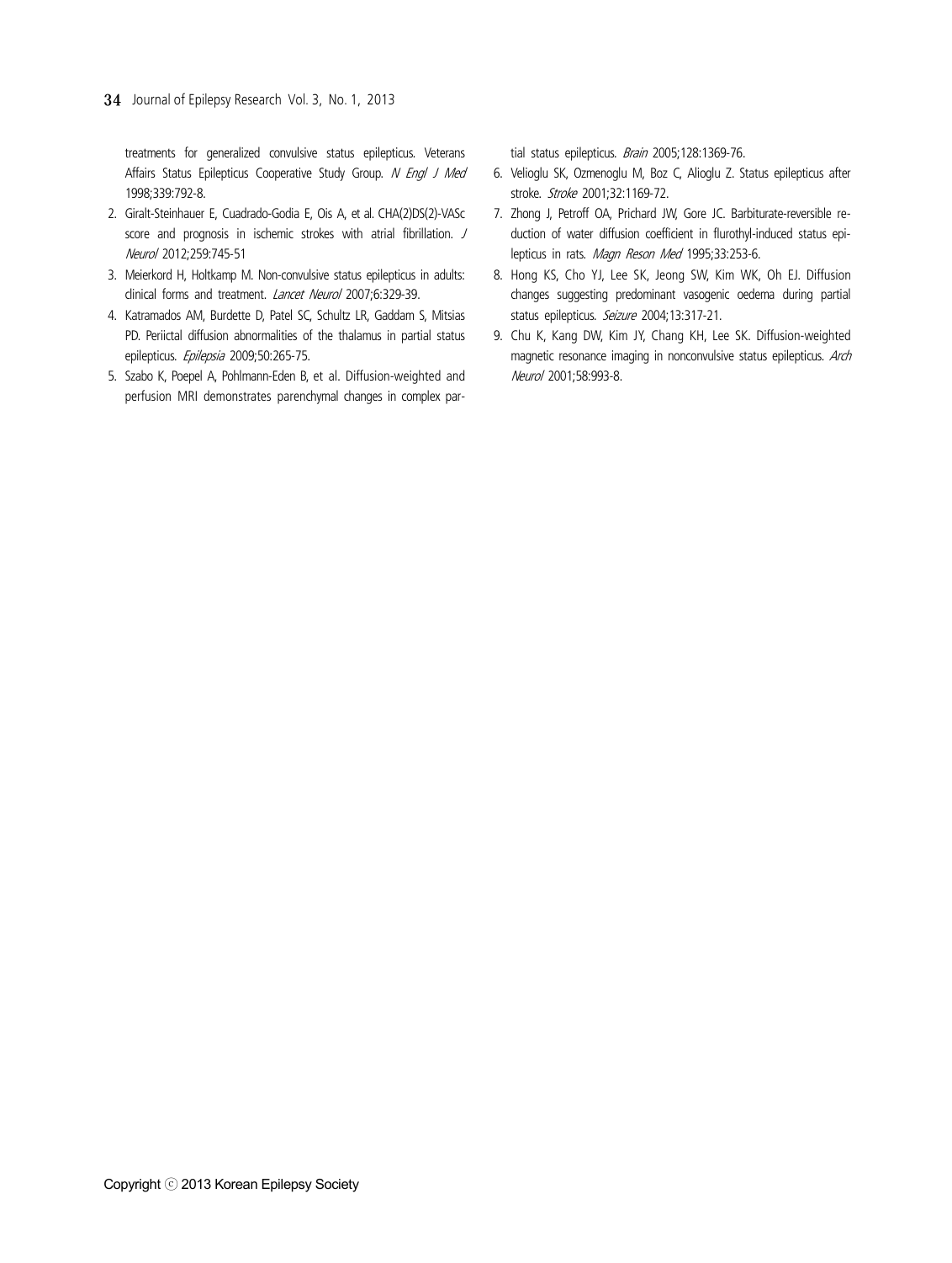treatments for generalized convulsive status epilepticus. Veterans Affairs Status Epilepticus Cooperative Study Group. *N Engl J Med* 1998;339:792-8.

2. Giralt-Steinhauer E, Cuadrado-Godia E, Ois A, et al. CHA(2)DS(2)-VASc score and prognosis in ischemic strokes with atrial fibrillation. *J Neurol* 2012;259:745-51
3. Meierkord H, Holtkamp M. Non-convulsive status epilepticus in adults: clinical forms and treatment. *Lancet Neurol* 2007;6:329-39.
4. Katramados AM, Burdette D, Patel SC, Schultz LR, Gaddam S, Mitsias PD. Periictal diffusion abnormalities of the thalamus in partial status epilepticus. *Epilepsia* 2009;50:265-75.
5. Szabo K, Poepel A, Pohlmann-Eden B, et al. Diffusion-weighted and perfusion MRI demonstrates parenchymal changes in complex partial status epilepticus. *Brain* 2005;128:1369-76.
6. Velioglu SK, Ozmenoglu M, Boz C, Alioglu Z. Status epilepticus after stroke. *Stroke* 2001;32:1169-72.
7. Zhong J, Petroff OA, Prichard JW, Gore JC. Barbiturate-reversible reduction of water diffusion coefficient in flurothyl-induced status epilepticus in rats. *Magn Reson Med* 1995;33:253-6.
8. Hong KS, Cho YJ, Lee SK, Jeong SW, Kim WK, Oh EJ. Diffusion changes suggesting predominant vasogenic oedema during partial status epilepticus. *Seizure* 2004;13:317-21.
9. Chu K, Kang DW, Kim JY, Chang KH, Lee SK. Diffusion-weighted magnetic resonance imaging in nonconvulsive status epilepticus. *Arch Neurol* 2001;58:993-8.